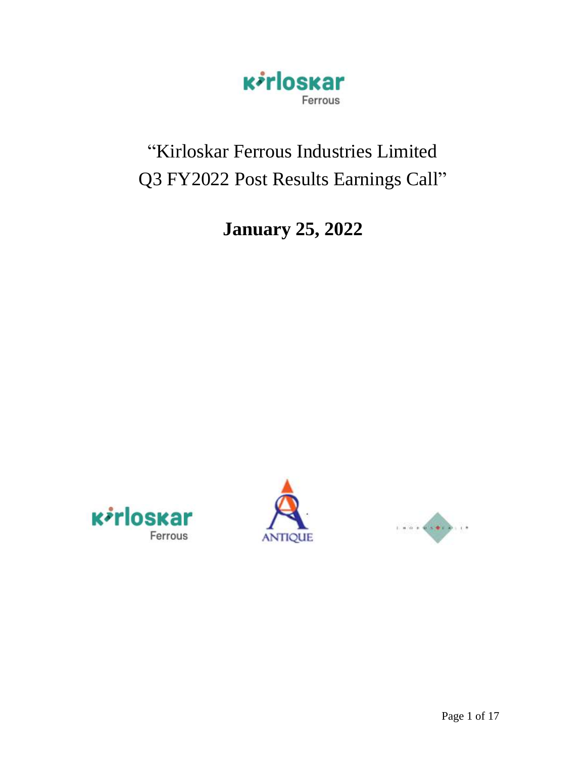# "Kirloskar Ferrous Industries Limited Q3 FY2022 Post Results Earnings Call"

**January 25, 2022**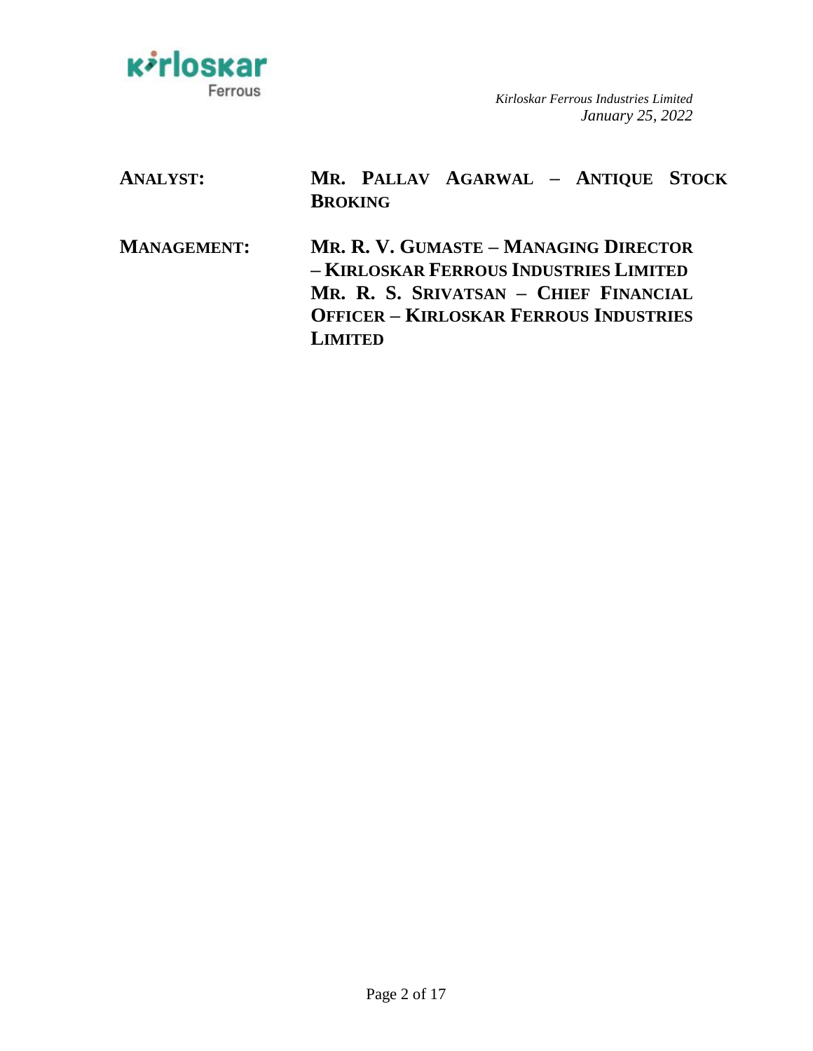**ANALYST:** **MR. PALLAV AGARWAL – ANTIQUE STOCK BROKING**

**MANAGEMENT:** **MR. R. V. GUMASTE – MANAGING DIRECTOR – KIRLOSKAR FERROUS INDUSTRIES LIMITED**
**MR. R. S. SRIVATSAN – CHIEF FINANCIAL OFFICER – KIRLOSKAR FERROUS INDUSTRIES LIMITED**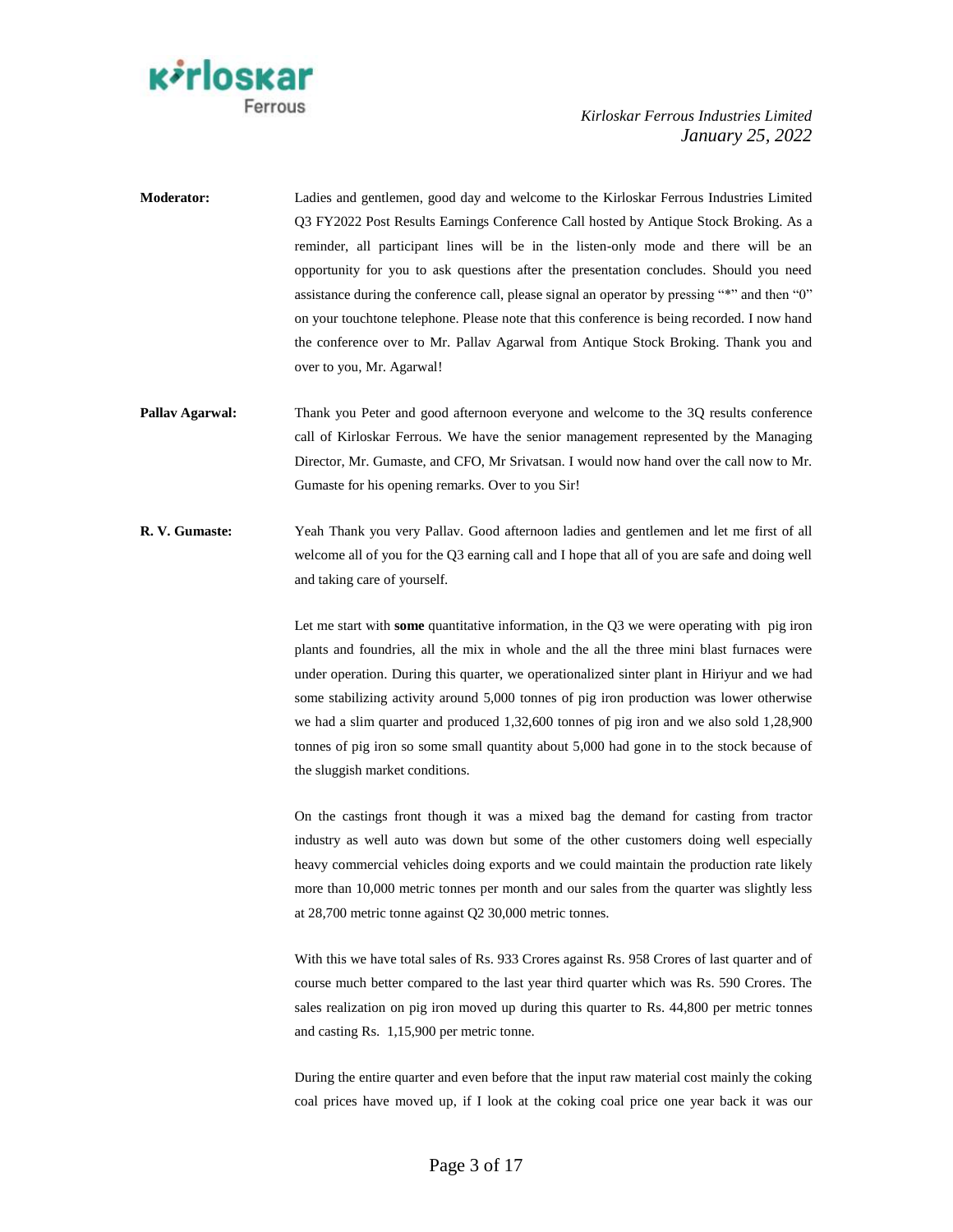**Moderator:** Ladies and gentlemen, good day and welcome to the Kirloskar Ferrous Industries Limited Q3 FY2022 Post Results Earnings Conference Call hosted by Antique Stock Broking. As a reminder, all participant lines will be in the listen-only mode and there will be an opportunity for you to ask questions after the presentation concludes. Should you need assistance during the conference call, please signal an operator by pressing "*" and then "0" on your touchtone telephone. Please note that this conference is being recorded. I now hand the conference over to Mr. Pallav Agarwal from Antique Stock Broking. Thank you and over to you, Mr. Agarwal!

**Pallav Agarwal:** Thank you Peter and good afternoon everyone and welcome to the 3Q results conference call of Kirloskar Ferrous. We have the senior management represented by the Managing Director, Mr. Gumaste, and CFO, Mr Srivatsan. I would now hand over the call now to Mr. Gumaste for his opening remarks. Over to you Sir!

**R. V. Gumaste:** Yeah Thank you very Pallav. Good afternoon ladies and gentlemen and let me first of all welcome all of you for the Q3 earning call and I hope that all of you are safe and doing well and taking care of yourself.

Let me start with **some** quantitative information, in the Q3 we were operating with pig iron plants and foundries, all the mix in whole and the all the three mini blast furnaces were under operation. During this quarter, we operationalized sinter plant in Hiriyur and we had some stabilizing activity around 5,000 tonnes of pig iron production was lower otherwise we had a slim quarter and produced 1,32,600 tonnes of pig iron and we also sold 1,28,900 tonnes of pig iron so some small quantity about 5,000 had gone in to the stock because of the sluggish market conditions.

On the castings front though it was a mixed bag the demand for casting from tractor industry as well auto was down but some of the other customers doing well especially heavy commercial vehicles doing exports and we could maintain the production rate likely more than 10,000 metric tonnes per month and our sales from the quarter was slightly less at 28,700 metric tonne against Q2 30,000 metric tonnes.

With this we have total sales of Rs. 933 Crores against Rs. 958 Crores of last quarter and of course much better compared to the last year third quarter which was Rs. 590 Crores. The sales realization on pig iron moved up during this quarter to Rs. 44,800 per metric tonnes and casting Rs. 1,15,900 per metric tonne.

During the entire quarter and even before that the input raw material cost mainly the coking coal prices have moved up, if I look at the coking coal price one year back it was our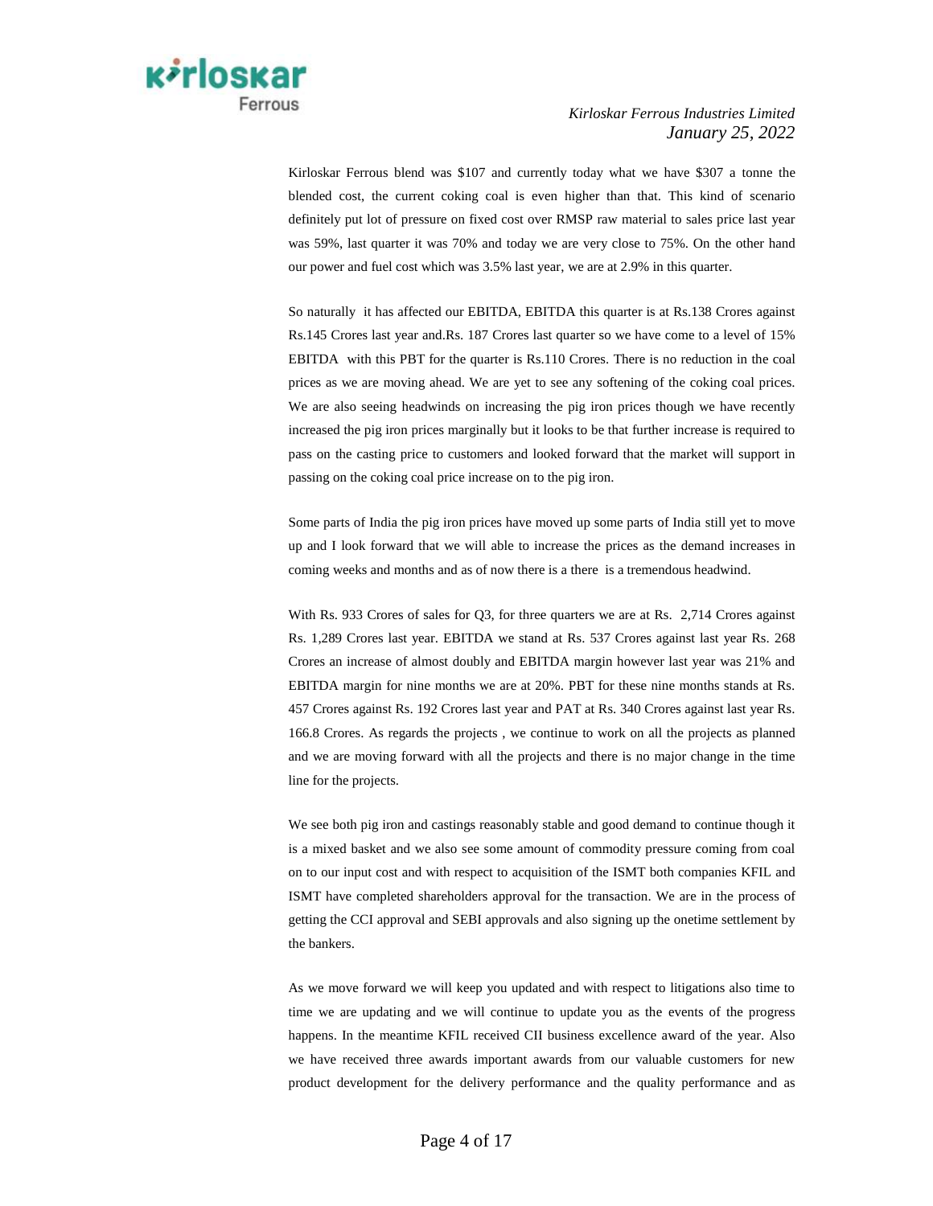Kirloskar Ferrous blend was $107 and currently today what we have $307 a tonne the blended cost, the current coking coal is even higher than that. This kind of scenario definitely put lot of pressure on fixed cost over RMSP raw material to sales price last year was 59%, last quarter it was 70% and today we are very close to 75%. On the other hand our power and fuel cost which was 3.5% last year, we are at 2.9% in this quarter.

So naturally it has affected our EBITDA, EBITDA this quarter is at Rs.138 Crores against Rs.145 Crores last year and.Rs. 187 Crores last quarter so we have come to a level of 15% EBITDA with this PBT for the quarter is Rs.110 Crores. There is no reduction in the coal prices as we are moving ahead. We are yet to see any softening of the coking coal prices. We are also seeing headwinds on increasing the pig iron prices though we have recently increased the pig iron prices marginally but it looks to be that further increase is required to pass on the casting price to customers and looked forward that the market will support in passing on the coking coal price increase on to the pig iron.

Some parts of India the pig iron prices have moved up some parts of India still yet to move up and I look forward that we will able to increase the prices as the demand increases in coming weeks and months and as of now there is a there is a tremendous headwind.

With Rs. 933 Crores of sales for Q3, for three quarters we are at Rs. 2,714 Crores against Rs. 1,289 Crores last year. EBITDA we stand at Rs. 537 Crores against last year Rs. 268 Crores an increase of almost doubly and EBITDA margin however last year was 21% and EBITDA margin for nine months we are at 20%. PBT for these nine months stands at Rs. 457 Crores against Rs. 192 Crores last year and PAT at Rs. 340 Crores against last year Rs. 166.8 Crores. As regards the projects , we continue to work on all the projects as planned and we are moving forward with all the projects and there is no major change in the time line for the projects.

We see both pig iron and castings reasonably stable and good demand to continue though it is a mixed basket and we also see some amount of commodity pressure coming from coal on to our input cost and with respect to acquisition of the ISMT both companies KFIL and ISMT have completed shareholders approval for the transaction. We are in the process of getting the CCI approval and SEBI approvals and also signing up the onetime settlement by the bankers.

As we move forward we will keep you updated and with respect to litigations also time to time we are updating and we will continue to update you as the events of the progress happens. In the meantime KFIL received CII business excellence award of the year. Also we have received three awards important awards from our valuable customers for new product development for the delivery performance and the quality performance and as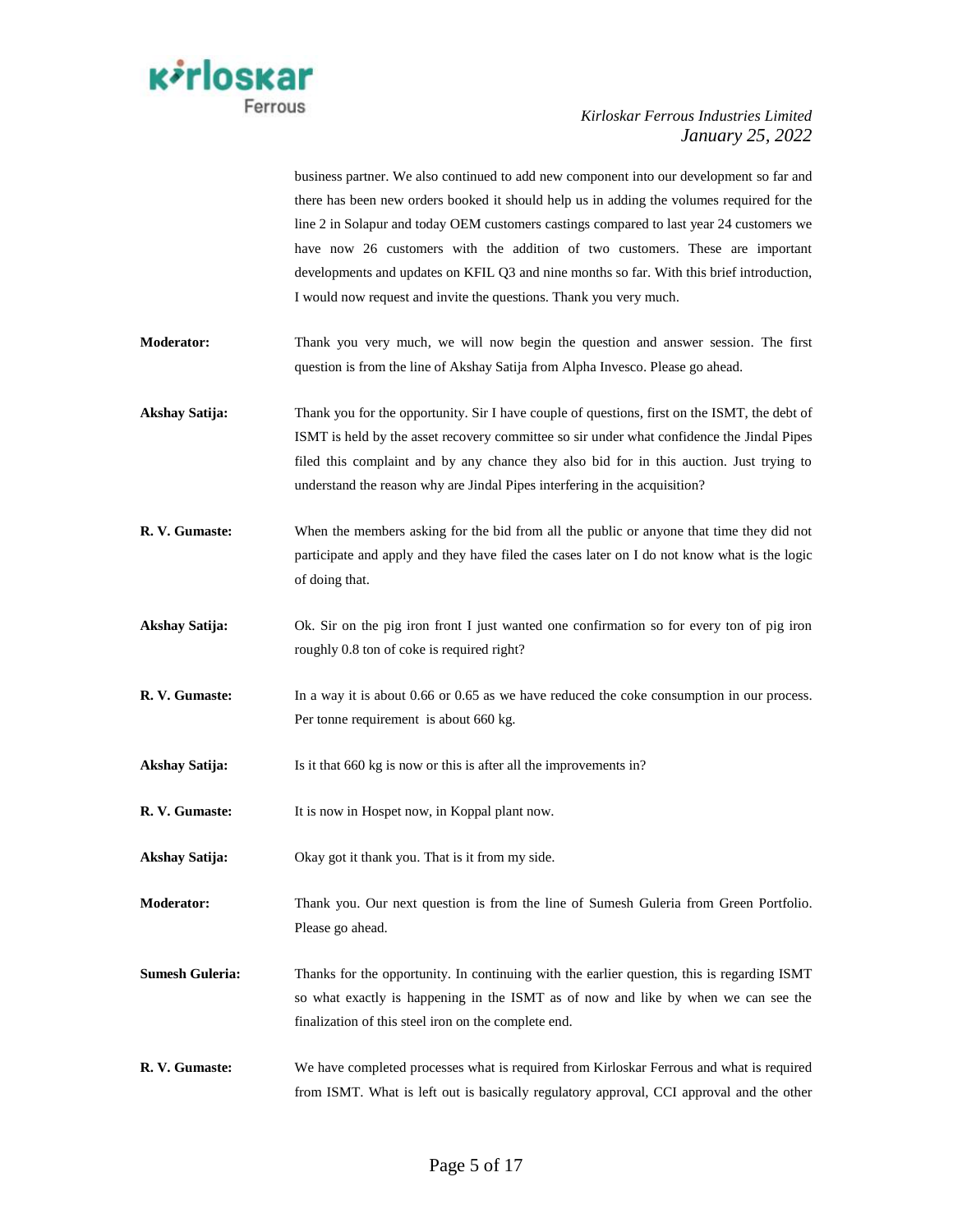business partner. We also continued to add new component into our development so far and there has been new orders booked it should help us in adding the volumes required for the line 2 in Solapur and today OEM customers castings compared to last year 24 customers we have now 26 customers with the addition of two customers. These are important developments and updates on KFIL Q3 and nine months so far. With this brief introduction, I would now request and invite the questions. Thank you very much.

**Moderator:** Thank you very much, we will now begin the question and answer session. The first question is from the line of Akshay Satija from Alpha Invesco. Please go ahead.

**Akshay Satija:** Thank you for the opportunity. Sir I have couple of questions, first on the ISMT, the debt of ISMT is held by the asset recovery committee so sir under what confidence the Jindal Pipes filed this complaint and by any chance they also bid for in this auction. Just trying to understand the reason why are Jindal Pipes interfering in the acquisition?

**R. V. Gumaste:** When the members asking for the bid from all the public or anyone that time they did not participate and apply and they have filed the cases later on I do not know what is the logic of doing that.

**Akshay Satija:** Ok. Sir on the pig iron front I just wanted one confirmation so for every ton of pig iron roughly 0.8 ton of coke is required right?

**R. V. Gumaste:** In a way it is about 0.66 or 0.65 as we have reduced the coke consumption in our process. Per tonne requirement is about 660 kg.

**Akshay Satija:** Is it that 660 kg is now or this is after all the improvements in?

**R. V. Gumaste:** It is now in Hospet now, in Koppal plant now.

**Akshay Satija:** Okay got it thank you. That is it from my side.

**Moderator:** Thank you. Our next question is from the line of Sumesh Guleria from Green Portfolio. Please go ahead.

**Sumesh Guleria:** Thanks for the opportunity. In continuing with the earlier question, this is regarding ISMT so what exactly is happening in the ISMT as of now and like by when we can see the finalization of this steel iron on the complete end.

**R. V. Gumaste:** We have completed processes what is required from Kirloskar Ferrous and what is required from ISMT. What is left out is basically regulatory approval, CCI approval and the other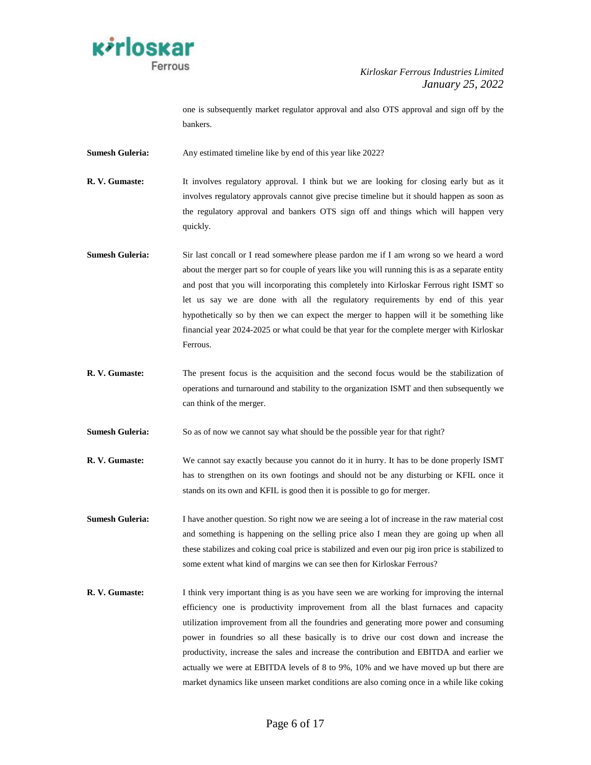one is subsequently market regulator approval and also OTS approval and sign off by the bankers.

**Sumesh Guleria:** Any estimated timeline like by end of this year like 2022?

**R. V. Gumaste:** It involves regulatory approval. I think but we are looking for closing early but as it involves regulatory approvals cannot give precise timeline but it should happen as soon as the regulatory approval and bankers OTS sign off and things which will happen very quickly.

**Sumesh Guleria:** Sir last concall or I read somewhere please pardon me if I am wrong so we heard a word about the merger part so for couple of years like you will running this is as a separate entity and post that you will incorporating this completely into Kirloskar Ferrous right ISMT so let us say we are done with all the regulatory requirements by end of this year hypothetically so by then we can expect the merger to happen will it be something like financial year 2024-2025 or what could be that year for the complete merger with Kirloskar Ferrous.

**R. V. Gumaste:** The present focus is the acquisition and the second focus would be the stabilization of operations and turnaround and stability to the organization ISMT and then subsequently we can think of the merger.

**Sumesh Guleria:** So as of now we cannot say what should be the possible year for that right?

**R. V. Gumaste:** We cannot say exactly because you cannot do it in hurry. It has to be done properly ISMT has to strengthen on its own footings and should not be any disturbing or KFIL once it stands on its own and KFIL is good then it is possible to go for merger.

**Sumesh Guleria:** I have another question. So right now we are seeing a lot of increase in the raw material cost and something is happening on the selling price also I mean they are going up when all these stabilizes and coking coal price is stabilized and even our pig iron price is stabilized to some extent what kind of margins we can see then for Kirloskar Ferrous?

**R. V. Gumaste:** I think very important thing is as you have seen we are working for improving the internal efficiency one is productivity improvement from all the blast furnaces and capacity utilization improvement from all the foundries and generating more power and consuming power in foundries so all these basically is to drive our cost down and increase the productivity, increase the sales and increase the contribution and EBITDA and earlier we actually we were at EBITDA levels of 8 to 9%, 10% and we have moved up but there are market dynamics like unseen market conditions are also coming once in a while like coking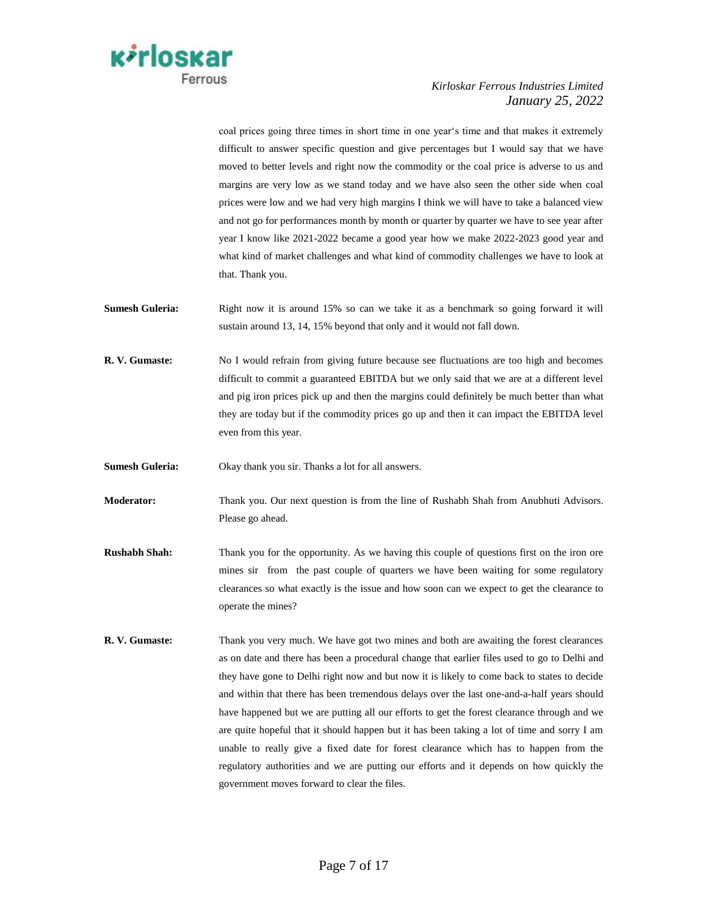coal prices going three times in short time in one year's time and that makes it extremely difficult to answer specific question and give percentages but I would say that we have moved to better levels and right now the commodity or the coal price is adverse to us and margins are very low as we stand today and we have also seen the other side when coal prices were low and we had very high margins I think we will have to take a balanced view and not go for performances month by month or quarter by quarter we have to see year after year I know like 2021-2022 became a good year how we make 2022-2023 good year and what kind of market challenges and what kind of commodity challenges we have to look at that. Thank you.

**Sumesh Guleria:** Right now it is around 15% so can we take it as a benchmark so going forward it will sustain around 13, 14, 15% beyond that only and it would not fall down.

**R. V. Gumaste:** No I would refrain from giving future because see fluctuations are too high and becomes difficult to commit a guaranteed EBITDA but we only said that we are at a different level and pig iron prices pick up and then the margins could definitely be much better than what they are today but if the commodity prices go up and then it can impact the EBITDA level even from this year.

**Sumesh Guleria:** Okay thank you sir. Thanks a lot for all answers.

**Moderator:** Thank you. Our next question is from the line of Rushabh Shah from Anubhuti Advisors. Please go ahead.

**Rushabh Shah:** Thank you for the opportunity. As we having this couple of questions first on the iron ore mines sir from the past couple of quarters we have been waiting for some regulatory clearances so what exactly is the issue and how soon can we expect to get the clearance to operate the mines?

**R. V. Gumaste:** Thank you very much. We have got two mines and both are awaiting the forest clearances as on date and there has been a procedural change that earlier files used to go to Delhi and they have gone to Delhi right now and but now it is likely to come back to states to decide and within that there has been tremendous delays over the last one-and-a-half years should have happened but we are putting all our efforts to get the forest clearance through and we are quite hopeful that it should happen but it has been taking a lot of time and sorry I am unable to really give a fixed date for forest clearance which has to happen from the regulatory authorities and we are putting our efforts and it depends on how quickly the government moves forward to clear the files.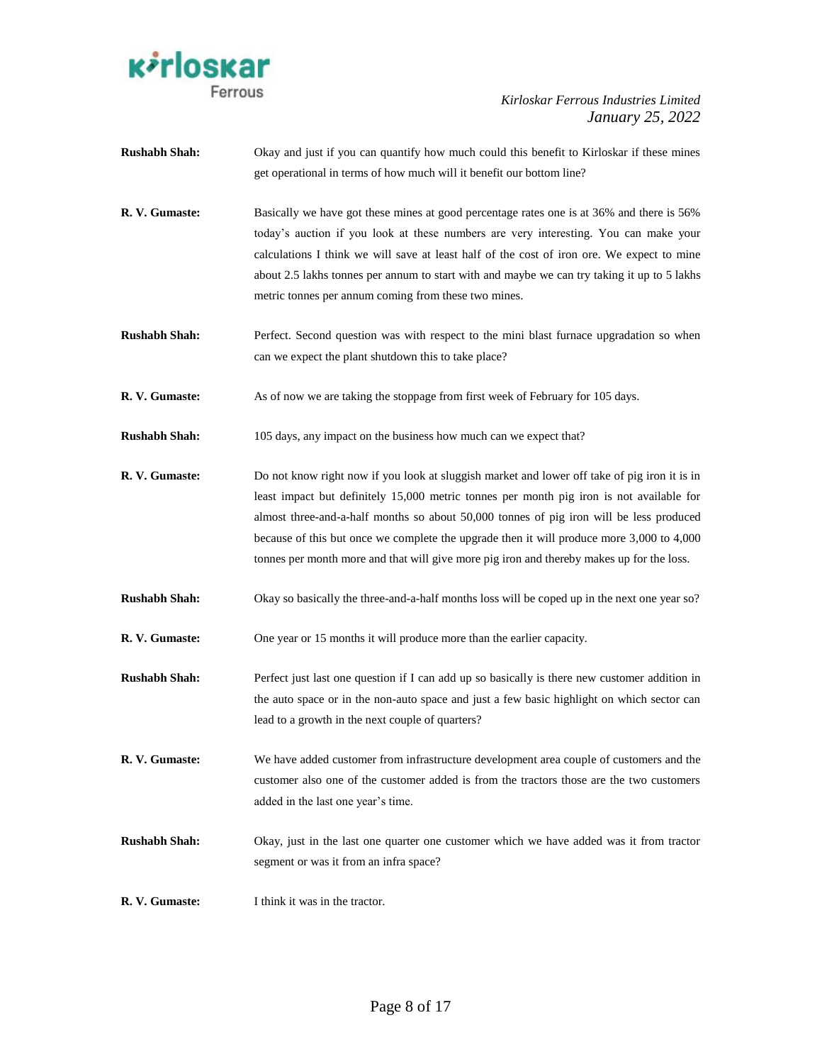**Rushabh Shah:** Okay and just if you can quantify how much could this benefit to Kirloskar if these mines get operational in terms of how much will it benefit our bottom line?

**R. V. Gumaste:** Basically we have got these mines at good percentage rates one is at 36% and there is 56% today's auction if you look at these numbers are very interesting. You can make your calculations I think we will save at least half of the cost of iron ore. We expect to mine about 2.5 lakhs tonnes per annum to start with and maybe we can try taking it up to 5 lakhs metric tonnes per annum coming from these two mines.

**Rushabh Shah:** Perfect. Second question was with respect to the mini blast furnace upgradation so when can we expect the plant shutdown this to take place?

**R. V. Gumaste:** As of now we are taking the stoppage from first week of February for 105 days.

**Rushabh Shah:** 105 days, any impact on the business how much can we expect that?

**R. V. Gumaste:** Do not know right now if you look at sluggish market and lower off take of pig iron it is in least impact but definitely 15,000 metric tonnes per month pig iron is not available for almost three-and-a-half months so about 50,000 tonnes of pig iron will be less produced because of this but once we complete the upgrade then it will produce more 3,000 to 4,000 tonnes per month more and that will give more pig iron and thereby makes up for the loss.

**Rushabh Shah:** Okay so basically the three-and-a-half months loss will be coped up in the next one year so?

**R. V. Gumaste:** One year or 15 months it will produce more than the earlier capacity.

**Rushabh Shah:** Perfect just last one question if I can add up so basically is there new customer addition in the auto space or in the non-auto space and just a few basic highlight on which sector can lead to a growth in the next couple of quarters?

**R. V. Gumaste:** We have added customer from infrastructure development area couple of customers and the customer also one of the customer added is from the tractors those are the two customers added in the last one year's time.

**Rushabh Shah:** Okay, just in the last one quarter one customer which we have added was it from tractor segment or was it from an infra space?

**R. V. Gumaste:** I think it was in the tractor.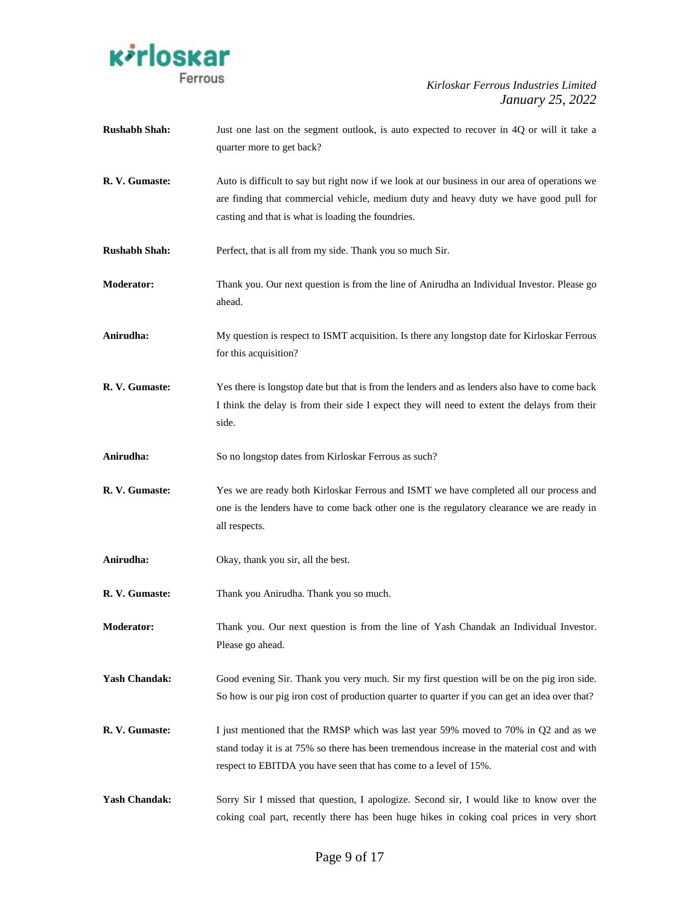**Rushabh Shah:** Just one last on the segment outlook, is auto expected to recover in 4Q or will it take a quarter more to get back?

**R. V. Gumaste:** Auto is difficult to say but right now if we look at our business in our area of operations we are finding that commercial vehicle, medium duty and heavy duty we have good pull for casting and that is what is loading the foundries.

**Rushabh Shah:** Perfect, that is all from my side. Thank you so much Sir.

**Moderator:** Thank you. Our next question is from the line of Anirudha an Individual Investor. Please go ahead.

**Anirudha:** My question is respect to ISMT acquisition. Is there any longstop date for Kirloskar Ferrous for this acquisition?

**R. V. Gumaste:** Yes there is longstop date but that is from the lenders and as lenders also have to come back I think the delay is from their side I expect they will need to extent the delays from their side.

**Anirudha:** So no longstop dates from Kirloskar Ferrous as such?

**R. V. Gumaste:** Yes we are ready both Kirloskar Ferrous and ISMT we have completed all our process and one is the lenders have to come back other one is the regulatory clearance we are ready in all respects.

**Anirudha:** Okay, thank you sir, all the best.

**R. V. Gumaste:** Thank you Anirudha. Thank you so much.

**Moderator:** Thank you. Our next question is from the line of Yash Chandak an Individual Investor. Please go ahead.

**Yash Chandak:** Good evening Sir. Thank you very much. Sir my first question will be on the pig iron side. So how is our pig iron cost of production quarter to quarter if you can get an idea over that?

**R. V. Gumaste:** I just mentioned that the RMSP which was last year 59% moved to 70% in Q2 and as we stand today it is at 75% so there has been tremendous increase in the material cost and with respect to EBITDA you have seen that has come to a level of 15%.

**Yash Chandak:** Sorry Sir I missed that question, I apologize. Second sir, I would like to know over the coking coal part, recently there has been huge hikes in coking coal prices in very short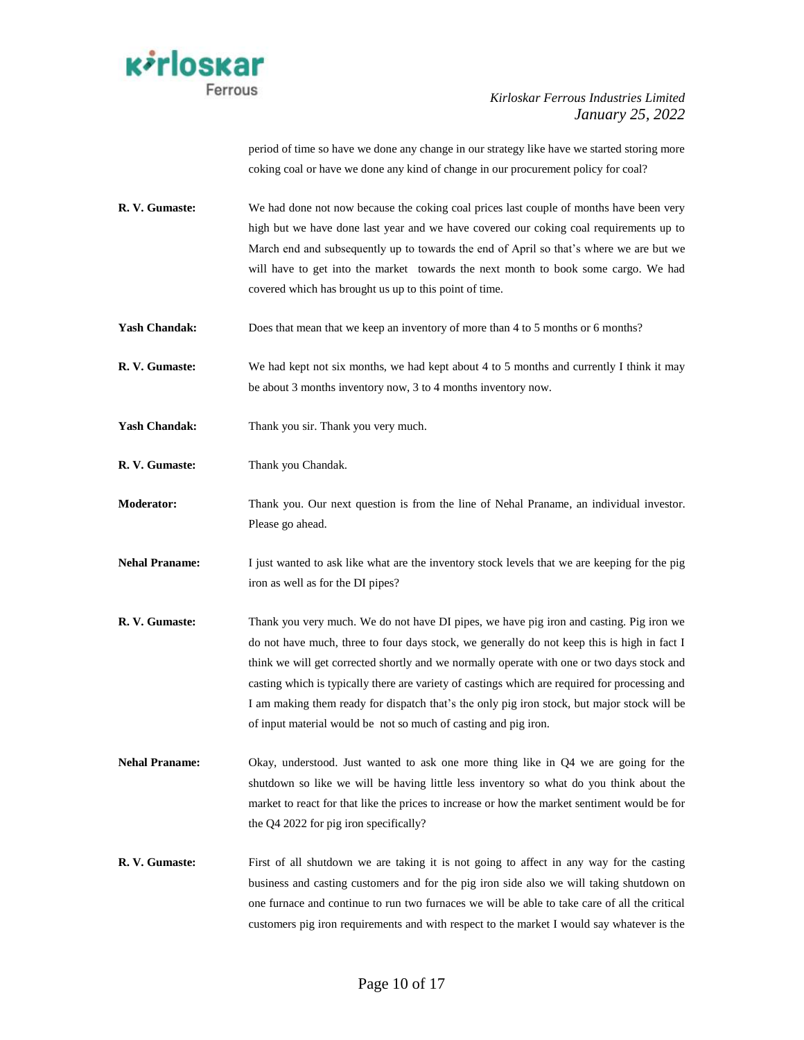period of time so have we done any change in our strategy like have we started storing more coking coal or have we done any kind of change in our procurement policy for coal?

**R. V. Gumaste:** We had done not now because the coking coal prices last couple of months have been very high but we have done last year and we have covered our coking coal requirements up to March end and subsequently up to towards the end of April so that's where we are but we will have to get into the market towards the next month to book some cargo. We had covered which has brought us up to this point of time.

**Yash Chandak:** Does that mean that we keep an inventory of more than 4 to 5 months or 6 months?

**R. V. Gumaste:** We had kept not six months, we had kept about 4 to 5 months and currently I think it may be about 3 months inventory now, 3 to 4 months inventory now.

**Yash Chandak:** Thank you sir. Thank you very much.

**R. V. Gumaste:** Thank you Chandak.

**Moderator:** Thank you. Our next question is from the line of Nehal Praname, an individual investor. Please go ahead.

**Nehal Praname:** I just wanted to ask like what are the inventory stock levels that we are keeping for the pig iron as well as for the DI pipes?

**R. V. Gumaste:** Thank you very much. We do not have DI pipes, we have pig iron and casting. Pig iron we do not have much, three to four days stock, we generally do not keep this is high in fact I think we will get corrected shortly and we normally operate with one or two days stock and casting which is typically there are variety of castings which are required for processing and I am making them ready for dispatch that's the only pig iron stock, but major stock will be of input material would be not so much of casting and pig iron.

**Nehal Praname:** Okay, understood. Just wanted to ask one more thing like in Q4 we are going for the shutdown so like we will be having little less inventory so what do you think about the market to react for that like the prices to increase or how the market sentiment would be for the Q4 2022 for pig iron specifically?

**R. V. Gumaste:** First of all shutdown we are taking it is not going to affect in any way for the casting business and casting customers and for the pig iron side also we will taking shutdown on one furnace and continue to run two furnaces we will be able to take care of all the critical customers pig iron requirements and with respect to the market I would say whatever is the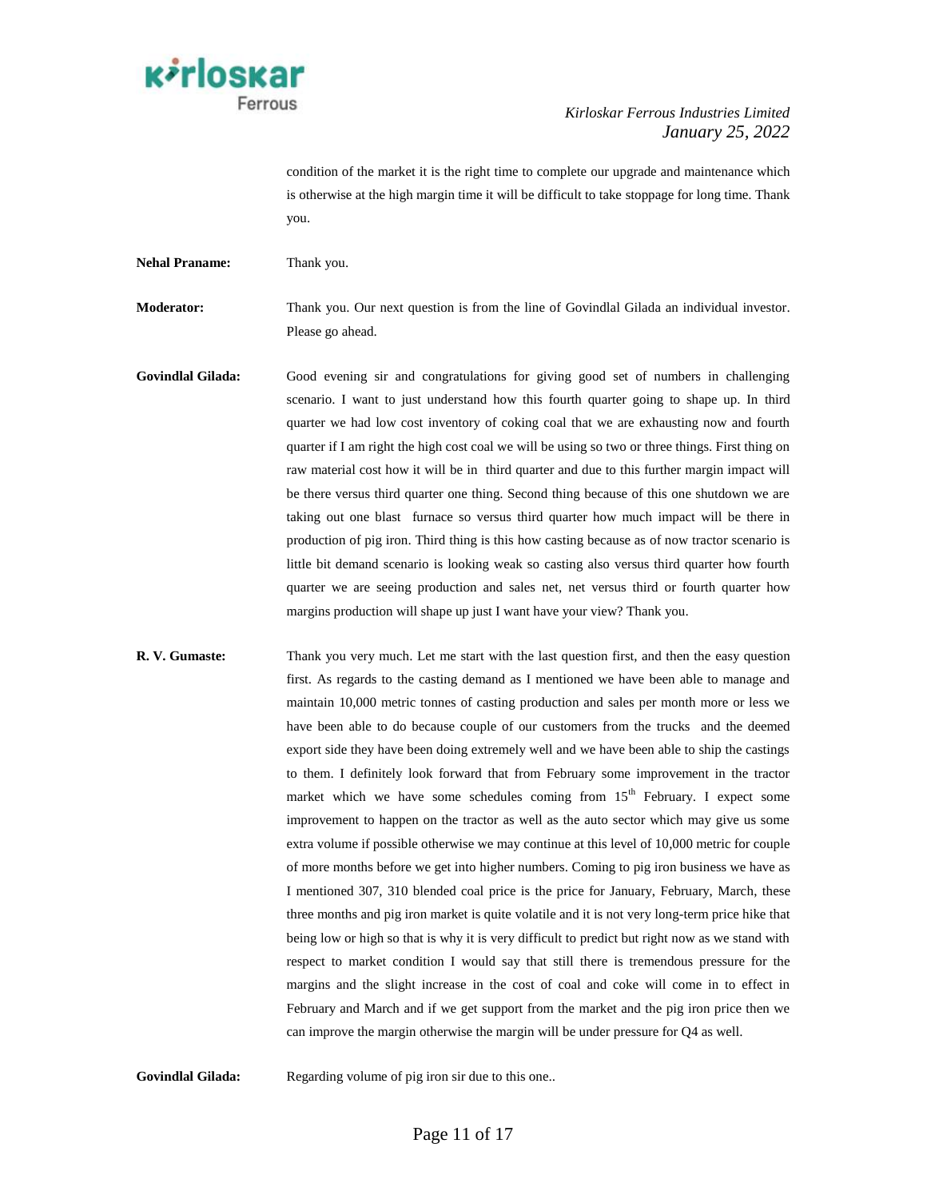condition of the market it is the right time to complete our upgrade and maintenance which is otherwise at the high margin time it will be difficult to take stoppage for long time. Thank you.

**Nehal Praname:** Thank you.

**Moderator:** Thank you. Our next question is from the line of Govindlal Gilada an individual investor. Please go ahead.

**Govindlal Gilada:** Good evening sir and congratulations for giving good set of numbers in challenging scenario. I want to just understand how this fourth quarter going to shape up. In third quarter we had low cost inventory of coking coal that we are exhausting now and fourth quarter if I am right the high cost coal we will be using so two or three things. First thing on raw material cost how it will be in third quarter and due to this further margin impact will be there versus third quarter one thing. Second thing because of this one shutdown we are taking out one blast furnace so versus third quarter how much impact will be there in production of pig iron. Third thing is this how casting because as of now tractor scenario is little bit demand scenario is looking weak so casting also versus third quarter how fourth quarter we are seeing production and sales net, net versus third or fourth quarter how margins production will shape up just I want have your view? Thank you.

**R. V. Gumaste:** Thank you very much. Let me start with the last question first, and then the easy question first. As regards to the casting demand as I mentioned we have been able to manage and maintain 10,000 metric tonnes of casting production and sales per month more or less we have been able to do because couple of our customers from the trucks and the deemed export side they have been doing extremely well and we have been able to ship the castings to them. I definitely look forward that from February some improvement in the tractor market which we have some schedules coming from 15th February. I expect some improvement to happen on the tractor as well as the auto sector which may give us some extra volume if possible otherwise we may continue at this level of 10,000 metric for couple of more months before we get into higher numbers. Coming to pig iron business we have as I mentioned 307, 310 blended coal price is the price for January, February, March, these three months and pig iron market is quite volatile and it is not very long-term price hike that being low or high so that is why it is very difficult to predict but right now as we stand with respect to market condition I would say that still there is tremendous pressure for the margins and the slight increase in the cost of coal and coke will come in to effect in February and March and if we get support from the market and the pig iron price then we can improve the margin otherwise the margin will be under pressure for Q4 as well.

**Govindlal Gilada:** Regarding volume of pig iron sir due to this one..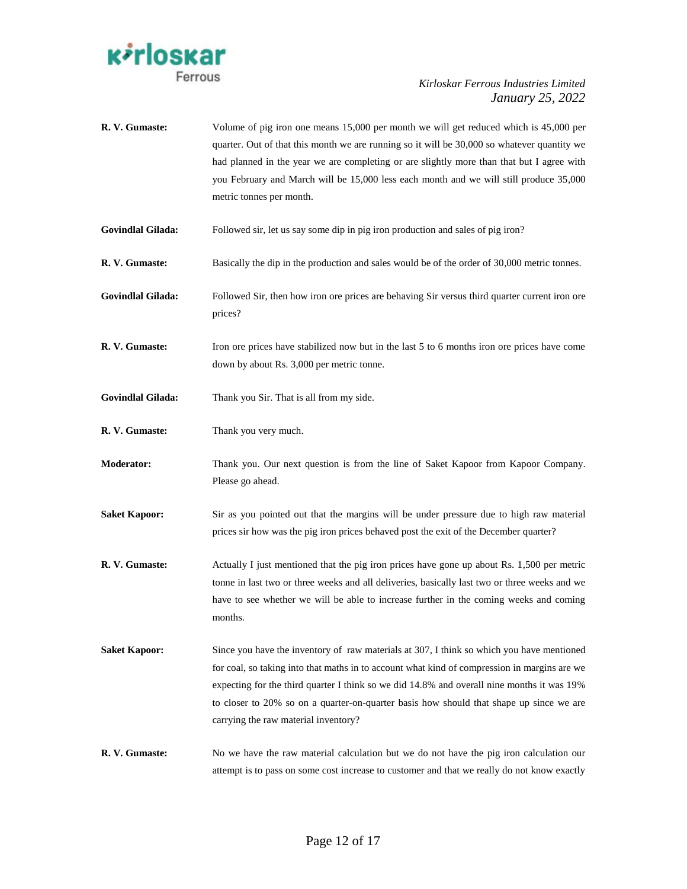**R. V. Gumaste:** Volume of pig iron one means 15,000 per month we will get reduced which is 45,000 per quarter. Out of that this month we are running so it will be 30,000 so whatever quantity we had planned in the year we are completing or are slightly more than that but I agree with you February and March will be 15,000 less each month and we will still produce 35,000 metric tonnes per month.

**Govindlal Gilada:** Followed sir, let us say some dip in pig iron production and sales of pig iron?

**R. V. Gumaste:** Basically the dip in the production and sales would be of the order of 30,000 metric tonnes.

**Govindlal Gilada:** Followed Sir, then how iron ore prices are behaving Sir versus third quarter current iron ore prices?

**R. V. Gumaste:** Iron ore prices have stabilized now but in the last 5 to 6 months iron ore prices have come down by about Rs. 3,000 per metric tonne.

**Govindlal Gilada:** Thank you Sir. That is all from my side.

**R. V. Gumaste:** Thank you very much.

**Moderator:** Thank you. Our next question is from the line of Saket Kapoor from Kapoor Company. Please go ahead.

**Saket Kapoor:** Sir as you pointed out that the margins will be under pressure due to high raw material prices sir how was the pig iron prices behaved post the exit of the December quarter?

**R. V. Gumaste:** Actually I just mentioned that the pig iron prices have gone up about Rs. 1,500 per metric tonne in last two or three weeks and all deliveries, basically last two or three weeks and we have to see whether we will be able to increase further in the coming weeks and coming months.

**Saket Kapoor:** Since you have the inventory of raw materials at 307, I think so which you have mentioned for coal, so taking into that maths in to account what kind of compression in margins are we expecting for the third quarter I think so we did 14.8% and overall nine months it was 19% to closer to 20% so on a quarter-on-quarter basis how should that shape up since we are carrying the raw material inventory?

**R. V. Gumaste:** No we have the raw material calculation but we do not have the pig iron calculation our attempt is to pass on some cost increase to customer and that we really do not know exactly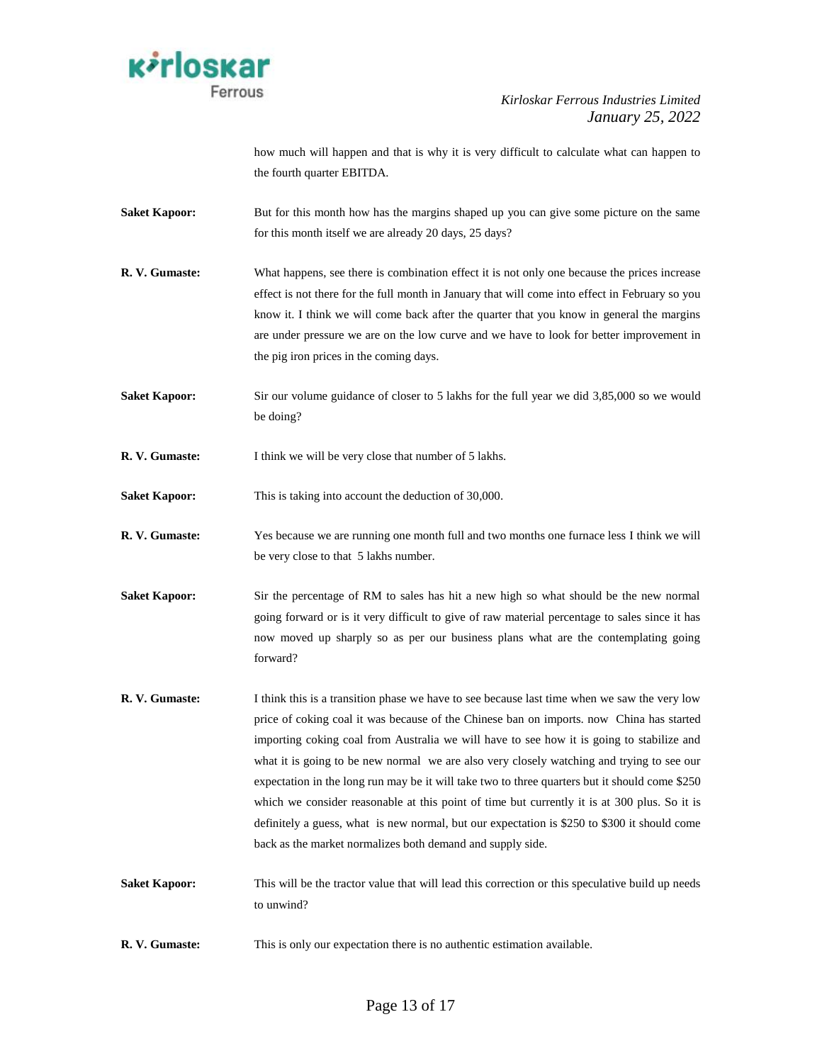how much will happen and that is why it is very difficult to calculate what can happen to the fourth quarter EBITDA.

**Saket Kapoor:** But for this month how has the margins shaped up you can give some picture on the same for this month itself we are already 20 days, 25 days?

**R. V. Gumaste:** What happens, see there is combination effect it is not only one because the prices increase effect is not there for the full month in January that will come into effect in February so you know it. I think we will come back after the quarter that you know in general the margins are under pressure we are on the low curve and we have to look for better improvement in the pig iron prices in the coming days.

**Saket Kapoor:** Sir our volume guidance of closer to 5 lakhs for the full year we did 3,85,000 so we would be doing?

**R. V. Gumaste:** I think we will be very close that number of 5 lakhs.

**Saket Kapoor:** This is taking into account the deduction of 30,000.

**R. V. Gumaste:** Yes because we are running one month full and two months one furnace less I think we will be very close to that 5 lakhs number.

**Saket Kapoor:** Sir the percentage of RM to sales has hit a new high so what should be the new normal going forward or is it very difficult to give of raw material percentage to sales since it has now moved up sharply so as per our business plans what are the contemplating going forward?

**R. V. Gumaste:** I think this is a transition phase we have to see because last time when we saw the very low price of coking coal it was because of the Chinese ban on imports. now China has started importing coking coal from Australia we will have to see how it is going to stabilize and what it is going to be new normal we are also very closely watching and trying to see our expectation in the long run may be it will take two to three quarters but it should come $250 which we consider reasonable at this point of time but currently it is at 300 plus. So it is definitely a guess, what is new normal, but our expectation is $250 to $300 it should come back as the market normalizes both demand and supply side.

**Saket Kapoor:** This will be the tractor value that will lead this correction or this speculative build up needs to unwind?

**R. V. Gumaste:** This is only our expectation there is no authentic estimation available.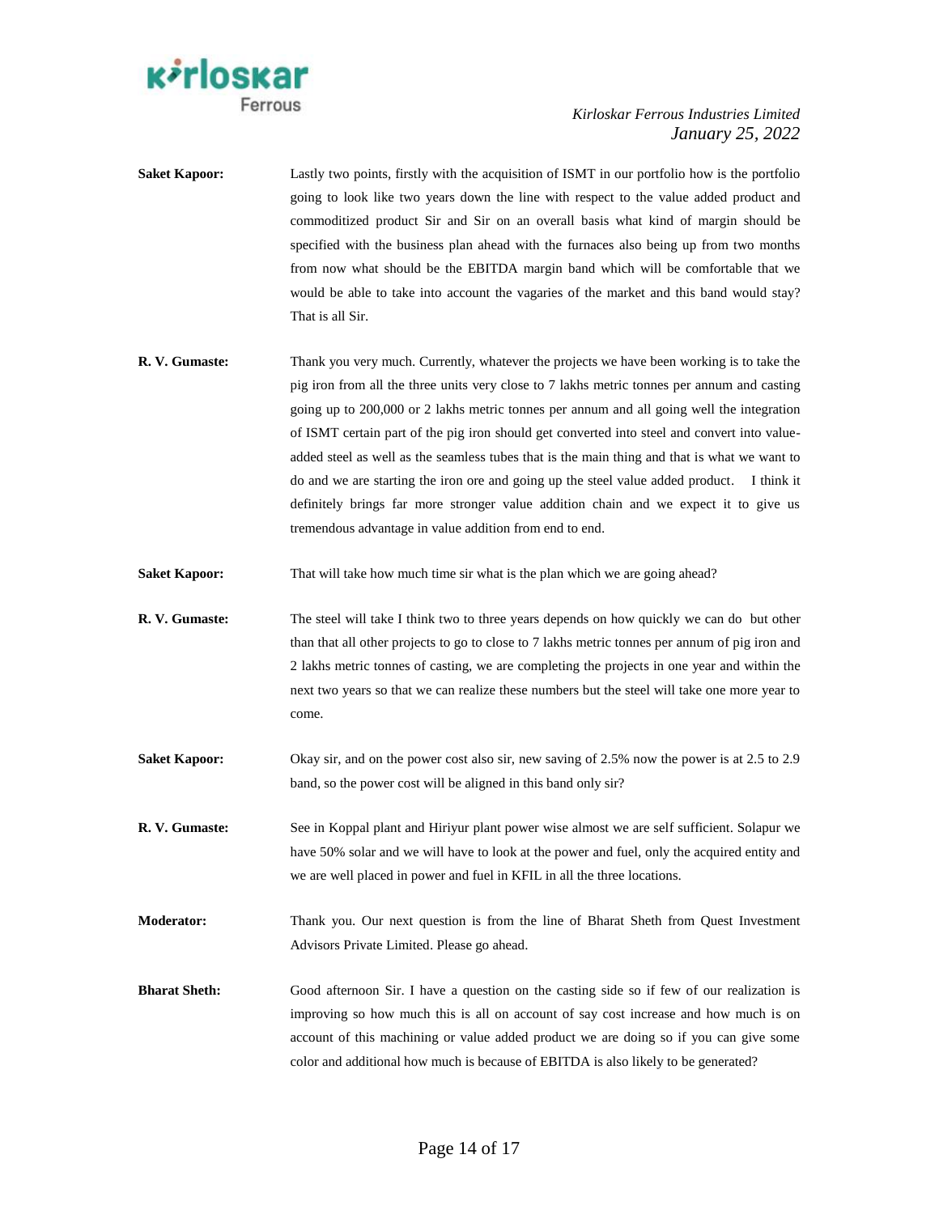**Saket Kapoor:** Lastly two points, firstly with the acquisition of ISMT in our portfolio how is the portfolio going to look like two years down the line with respect to the value added product and commoditized product Sir and Sir on an overall basis what kind of margin should be specified with the business plan ahead with the furnaces also being up from two months from now what should be the EBITDA margin band which will be comfortable that we would be able to take into account the vagaries of the market and this band would stay? That is all Sir.

**R. V. Gumaste:** Thank you very much. Currently, whatever the projects we have been working is to take the pig iron from all the three units very close to 7 lakhs metric tonnes per annum and casting going up to 200,000 or 2 lakhs metric tonnes per annum and all going well the integration of ISMT certain part of the pig iron should get converted into steel and convert into value-added steel as well as the seamless tubes that is the main thing and that is what we want to do and we are starting the iron ore and going up the steel value added product. I think it definitely brings far more stronger value addition chain and we expect it to give us tremendous advantage in value addition from end to end.

**Saket Kapoor:** That will take how much time sir what is the plan which we are going ahead?

**R. V. Gumaste:** The steel will take I think two to three years depends on how quickly we can do but other than that all other projects to go to close to 7 lakhs metric tonnes per annum of pig iron and 2 lakhs metric tonnes of casting, we are completing the projects in one year and within the next two years so that we can realize these numbers but the steel will take one more year to come.

**Saket Kapoor:** Okay sir, and on the power cost also sir, new saving of 2.5% now the power is at 2.5 to 2.9 band, so the power cost will be aligned in this band only sir?

**R. V. Gumaste:** See in Koppal plant and Hiriyur plant power wise almost we are self sufficient. Solapur we have 50% solar and we will have to look at the power and fuel, only the acquired entity and we are well placed in power and fuel in KFIL in all the three locations.

**Moderator:** Thank you. Our next question is from the line of Bharat Sheth from Quest Investment Advisors Private Limited. Please go ahead.

**Bharat Sheth:** Good afternoon Sir. I have a question on the casting side so if few of our realization is improving so how much this is all on account of say cost increase and how much is on account of this machining or value added product we are doing so if you can give some color and additional how much is because of EBITDA is also likely to be generated?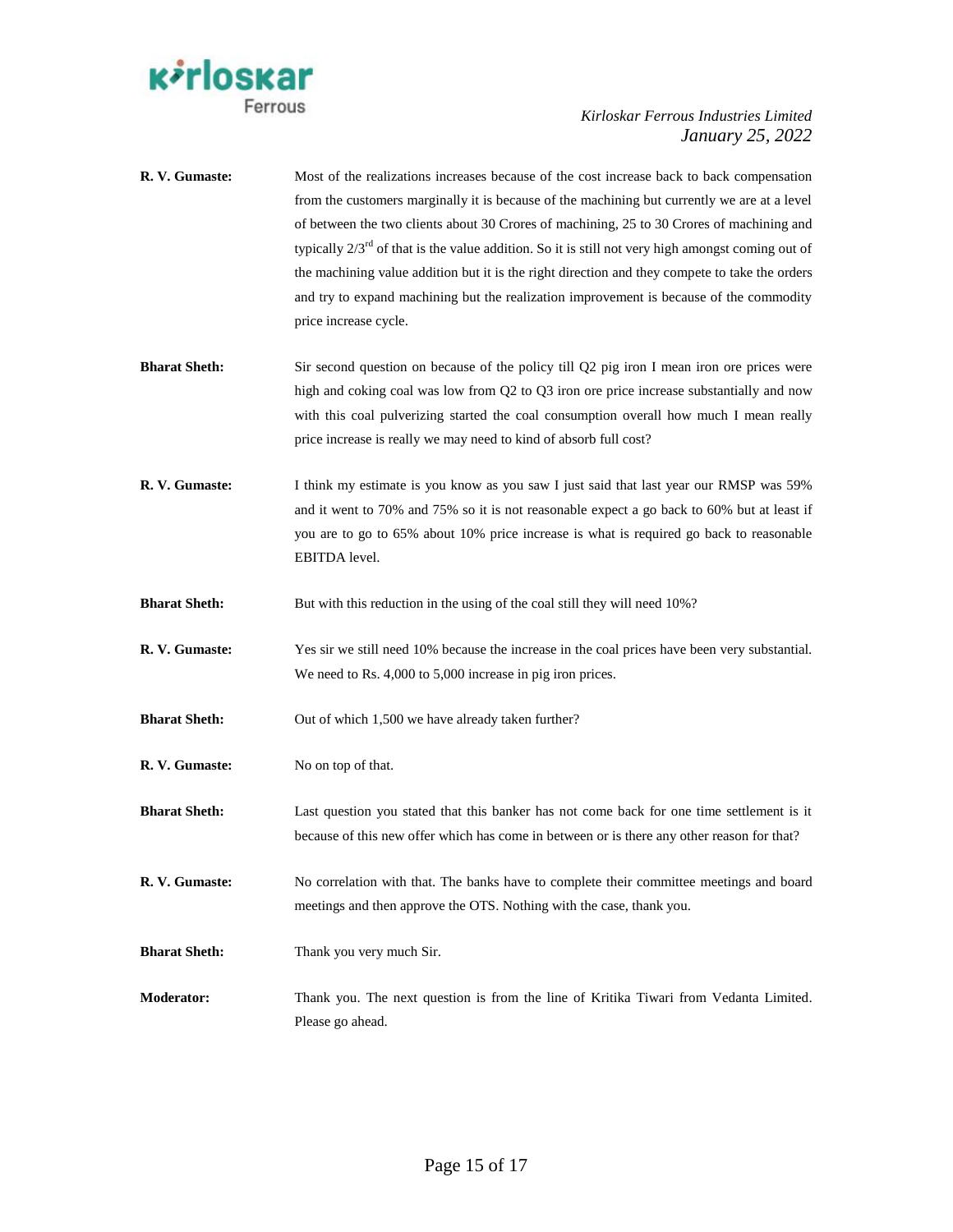**R. V. Gumaste:** Most of the realizations increases because of the cost increase back to back compensation from the customers marginally it is because of the machining but currently we are at a level of between the two clients about 30 Crores of machining, 25 to 30 Crores of machining and typically 2/3rd of that is the value addition. So it is still not very high amongst coming out of the machining value addition but it is the right direction and they compete to take the orders and try to expand machining but the realization improvement is because of the commodity price increase cycle.

**Bharat Sheth:** Sir second question on because of the policy till Q2 pig iron I mean iron ore prices were high and coking coal was low from Q2 to Q3 iron ore price increase substantially and now with this coal pulverizing started the coal consumption overall how much I mean really price increase is really we may need to kind of absorb full cost?

**R. V. Gumaste:** I think my estimate is you know as you saw I just said that last year our RMSP was 59% and it went to 70% and 75% so it is not reasonable expect a go back to 60% but at least if you are to go to 65% about 10% price increase is what is required go back to reasonable EBITDA level.

**Bharat Sheth:** But with this reduction in the using of the coal still they will need 10%?

**R. V. Gumaste:** Yes sir we still need 10% because the increase in the coal prices have been very substantial. We need to Rs. 4,000 to 5,000 increase in pig iron prices.

**Bharat Sheth:** Out of which 1,500 we have already taken further?

**R. V. Gumaste:** No on top of that.

**Bharat Sheth:** Last question you stated that this banker has not come back for one time settlement is it because of this new offer which has come in between or is there any other reason for that?

**R. V. Gumaste:** No correlation with that. The banks have to complete their committee meetings and board meetings and then approve the OTS. Nothing with the case, thank you.

**Bharat Sheth:** Thank you very much Sir.

**Moderator:** Thank you. The next question is from the line of Kritika Tiwari from Vedanta Limited. Please go ahead.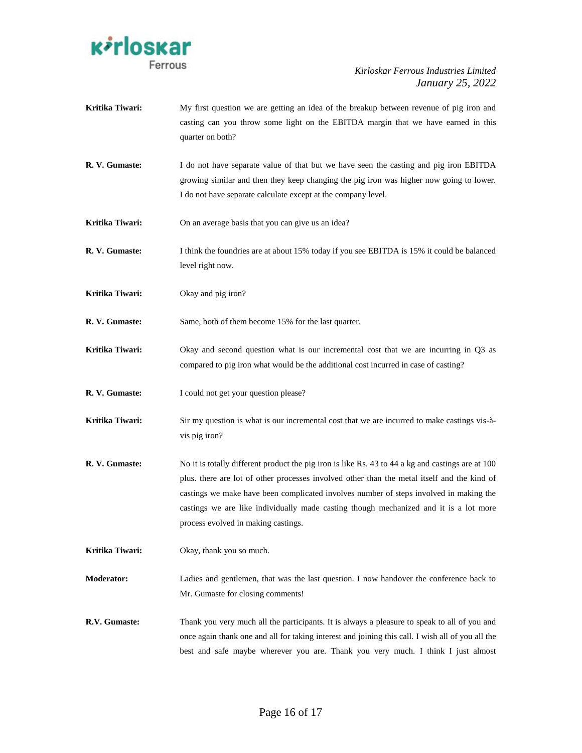**Kritika Tiwari:** My first question we are getting an idea of the breakup between revenue of pig iron and casting can you throw some light on the EBITDA margin that we have earned in this quarter on both?

**R. V. Gumaste:** I do not have separate value of that but we have seen the casting and pig iron EBITDA growing similar and then they keep changing the pig iron was higher now going to lower. I do not have separate calculate except at the company level.

**Kritika Tiwari:** On an average basis that you can give us an idea?

**R. V. Gumaste:** I think the foundries are at about 15% today if you see EBITDA is 15% it could be balanced level right now.

**Kritika Tiwari:** Okay and pig iron?

**R. V. Gumaste:** Same, both of them become 15% for the last quarter.

**Kritika Tiwari:** Okay and second question what is our incremental cost that we are incurring in Q3 as compared to pig iron what would be the additional cost incurred in case of casting?

**R. V. Gumaste:** I could not get your question please?

**Kritika Tiwari:** Sir my question is what is our incremental cost that we are incurred to make castings vis-à-vis pig iron?

**R. V. Gumaste:** No it is totally different product the pig iron is like Rs. 43 to 44 a kg and castings are at 100 plus. there are lot of other processes involved other than the metal itself and the kind of castings we make have been complicated involves number of steps involved in making the castings we are like individually made casting though mechanized and it is a lot more process evolved in making castings.

**Kritika Tiwari:** Okay, thank you so much.

**Moderator:** Ladies and gentlemen, that was the last question. I now handover the conference back to Mr. Gumaste for closing comments!

**R.V. Gumaste:** Thank you very much all the participants. It is always a pleasure to speak to all of you and once again thank one and all for taking interest and joining this call. I wish all of you all the best and safe maybe wherever you are. Thank you very much. I think I just almost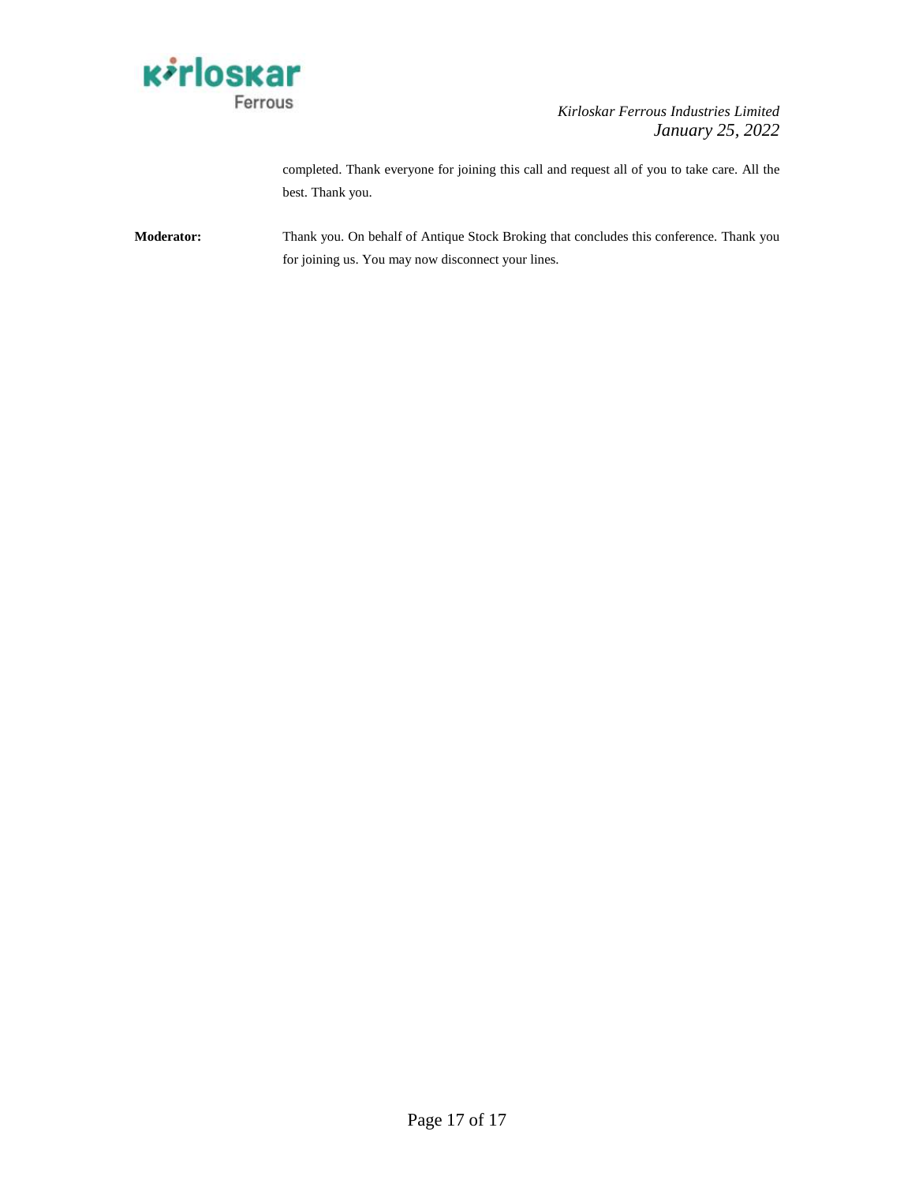completed. Thank everyone for joining this call and request all of you to take care. All the best. Thank you.

**Moderator:** Thank you. On behalf of Antique Stock Broking that concludes this conference. Thank you for joining us. You may now disconnect your lines.